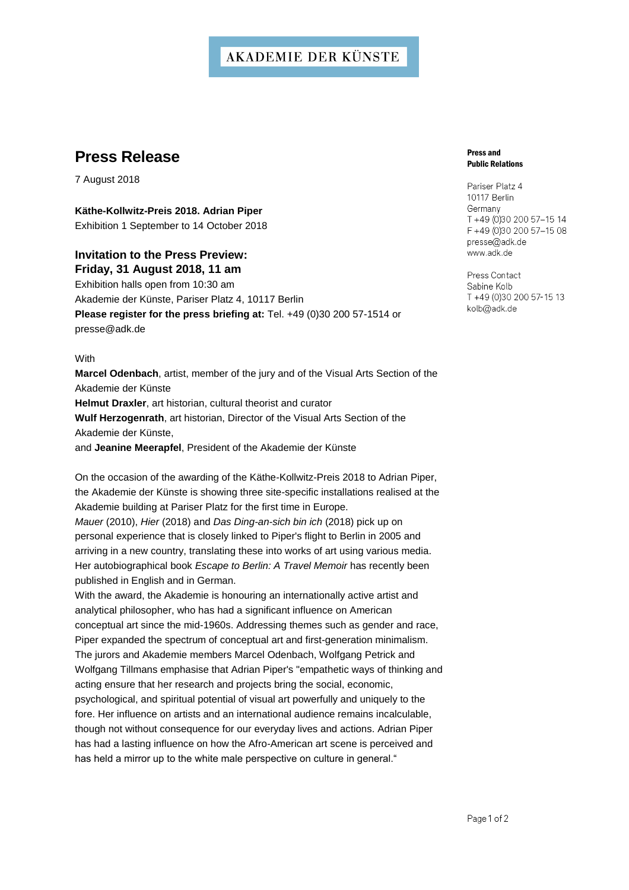AKADEMIE DER KÜNSTE

# Press Release

7 August 2018

**Käthe-Kollwitz-Preis 2018. Adrian Piper**
Exhibition 1 September to 14 October 2018

**Press and Public Relations**

Pariser Platz 4
10117 Berlin
Germany
T +49 (0)30 200 57–15 14
F +49 (0)30 200 57–15 08
presse@adk.de
www.adk.de

Press Contact
Sabine Kolb
T +49 (0)30 200 57-15 13
kolb@adk.de

## Invitation to the Press Preview: Friday, 31 August 2018, 11 am

Exhibition halls open from 10:30 am
Akademie der Künste, Pariser Platz 4, 10117 Berlin
**Please register for the press briefing at:** Tel. +49 (0)30 200 57-1514 or presse@adk.de

With
**Marcel Odenbach**, artist, member of the jury and of the Visual Arts Section of the Akademie der Künste
**Helmut Draxler**, art historian, cultural theorist and curator
**Wulf Herzogenrath**, art historian, Director of the Visual Arts Section of the Akademie der Künste,
and **Jeanine Meerapfel**, President of the Akademie der Künste

On the occasion of the awarding of the Käthe-Kollwitz-Preis 2018 to Adrian Piper, the Akademie der Künste is showing three site-specific installations realised at the Akademie building at Pariser Platz for the first time in Europe.
*Mauer* (2010), *Hier* (2018) and *Das Ding-an-sich bin ich* (2018) pick up on personal experience that is closely linked to Piper's flight to Berlin in 2005 and arriving in a new country, translating these into works of art using various media. Her autobiographical book *Escape to Berlin: A Travel Memoir* has recently been published in English and in German.
With the award, the Akademie is honouring an internationally active artist and analytical philosopher, who has had a significant influence on American conceptual art since the mid-1960s. Addressing themes such as gender and race, Piper expanded the spectrum of conceptual art and first-generation minimalism. The jurors and Akademie members Marcel Odenbach, Wolfgang Petrick and Wolfgang Tillmans emphasise that Adrian Piper's "empathetic ways of thinking and acting ensure that her research and projects bring the social, economic, psychological, and spiritual potential of visual art powerfully and uniquely to the fore. Her influence on artists and an international audience remains incalculable, though not without consequence for our everyday lives and actions. Adrian Piper has had a lasting influence on how the Afro-American art scene is perceived and has held a mirror up to the white male perspective on culture in general."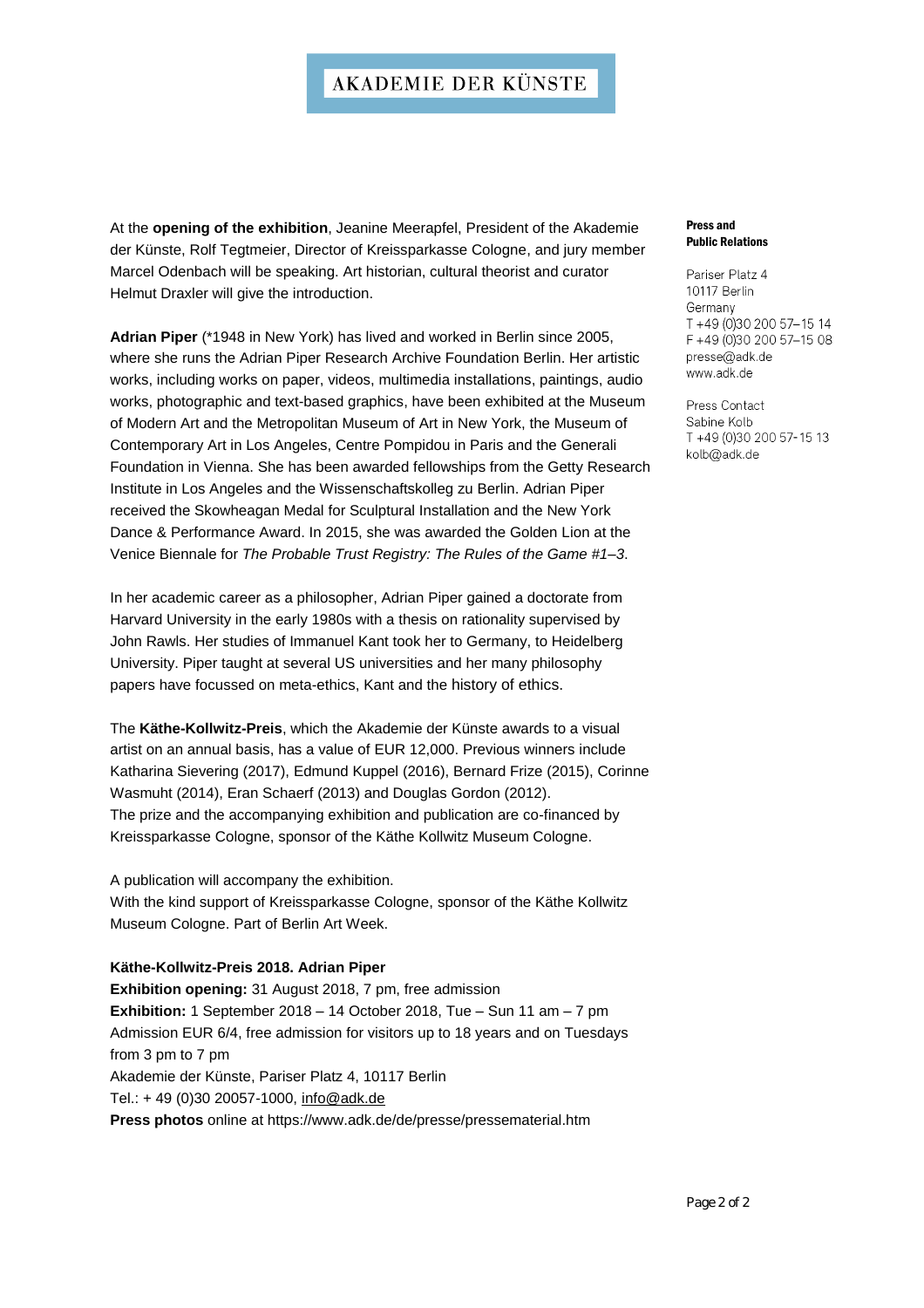AKADEMIE DER KÜNSTE

At the **opening of the exhibition**, Jeanine Meerapfel, President of the Akademie der Künste, Rolf Tegtmeier, Director of Kreissparkasse Cologne, and jury member Marcel Odenbach will be speaking. Art historian, cultural theorist and curator Helmut Draxler will give the introduction.

**Adrian Piper** (*1948 in New York) has lived and worked in Berlin since 2005, where she runs the Adrian Piper Research Archive Foundation Berlin. Her artistic works, including works on paper, videos, multimedia installations, paintings, audio works, photographic and text-based graphics, have been exhibited at the Museum of Modern Art and the Metropolitan Museum of Art in New York, the Museum of Contemporary Art in Los Angeles, Centre Pompidou in Paris and the Generali Foundation in Vienna. She has been awarded fellowships from the Getty Research Institute in Los Angeles and the Wissenschaftskolleg zu Berlin. Adrian Piper received the Skowheagan Medal for Sculptural Installation and the New York Dance & Performance Award. In 2015, she was awarded the Golden Lion at the Venice Biennale for *The Probable Trust Registry: The Rules of the Game #1–3*.

In her academic career as a philosopher, Adrian Piper gained a doctorate from Harvard University in the early 1980s with a thesis on rationality supervised by John Rawls. Her studies of Immanuel Kant took her to Germany, to Heidelberg University. Piper taught at several US universities and her many philosophy papers have focussed on meta-ethics, Kant and the history of ethics.

The **Käthe-Kollwitz-Preis**, which the Akademie der Künste awards to a visual artist on an annual basis, has a value of EUR 12,000. Previous winners include Katharina Sievering (2017), Edmund Kuppel (2016), Bernard Frize (2015), Corinne Wasmuht (2014), Eran Schaerf (2013) and Douglas Gordon (2012).
The prize and the accompanying exhibition and publication are co-financed by Kreissparkasse Cologne, sponsor of the Käthe Kollwitz Museum Cologne.

A publication will accompany the exhibition.
With the kind support of Kreissparkasse Cologne, sponsor of the Käthe Kollwitz Museum Cologne. Part of Berlin Art Week.

**Käthe-Kollwitz-Preis 2018. Adrian Piper**
**Exhibition opening:** 31 August 2018, 7 pm, free admission
**Exhibition:** 1 September 2018 – 14 October 2018, Tue – Sun 11 am – 7 pm
Admission EUR 6/4, free admission for visitors up to 18 years and on Tuesdays from 3 pm to 7 pm
Akademie der Künste, Pariser Platz 4, 10117 Berlin
Tel.: + 49 (0)30 20057-1000, info@adk.de
**Press photos** online at https://www.adk.de/de/presse/pressematerial.htm

**Press and Public Relations**

Pariser Platz 4
10117 Berlin
Germany
T +49 (0)30 200 57–15 14
F +49 (0)30 200 57–15 08
presse@adk.de
www.adk.de

Press Contact
Sabine Kolb
T +49 (0)30 200 57-15 13
kolb@adk.de